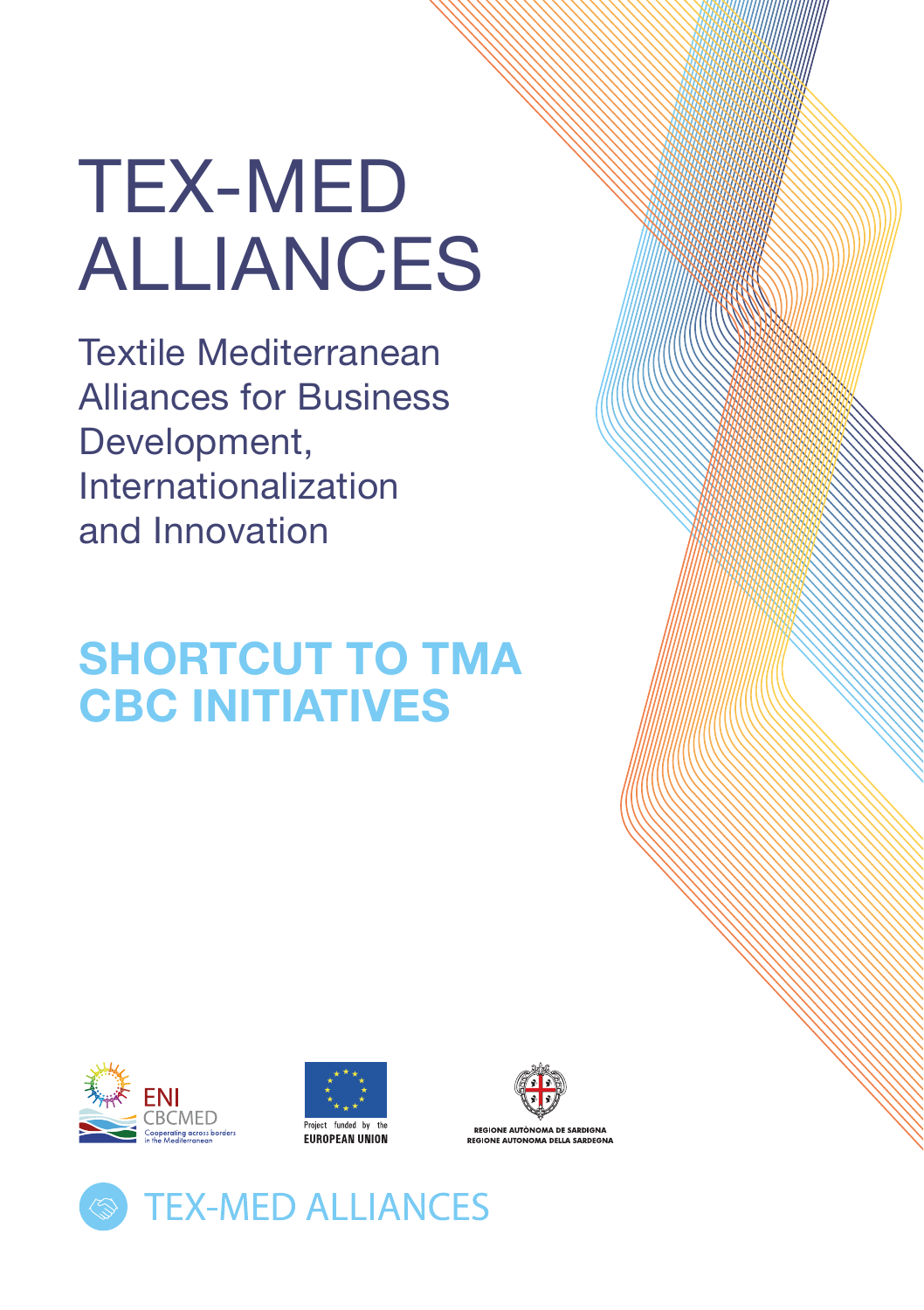# TEX-MED ALLIANCES

Textile Mediterranean Alliances for Business Development, Internationalization and Innovation

## SHORTCUT TO TMA CBC INITIATIVES

ENI CBCMED
Cooperating across borders in the Mediterranean

Project funded by the EUROPEAN UNION

REGIONE AUTÒNOMA DE SARDIGNA
REGIONE AUTONOMA DELLA SARDEGNA

TEX-MED ALLIANCES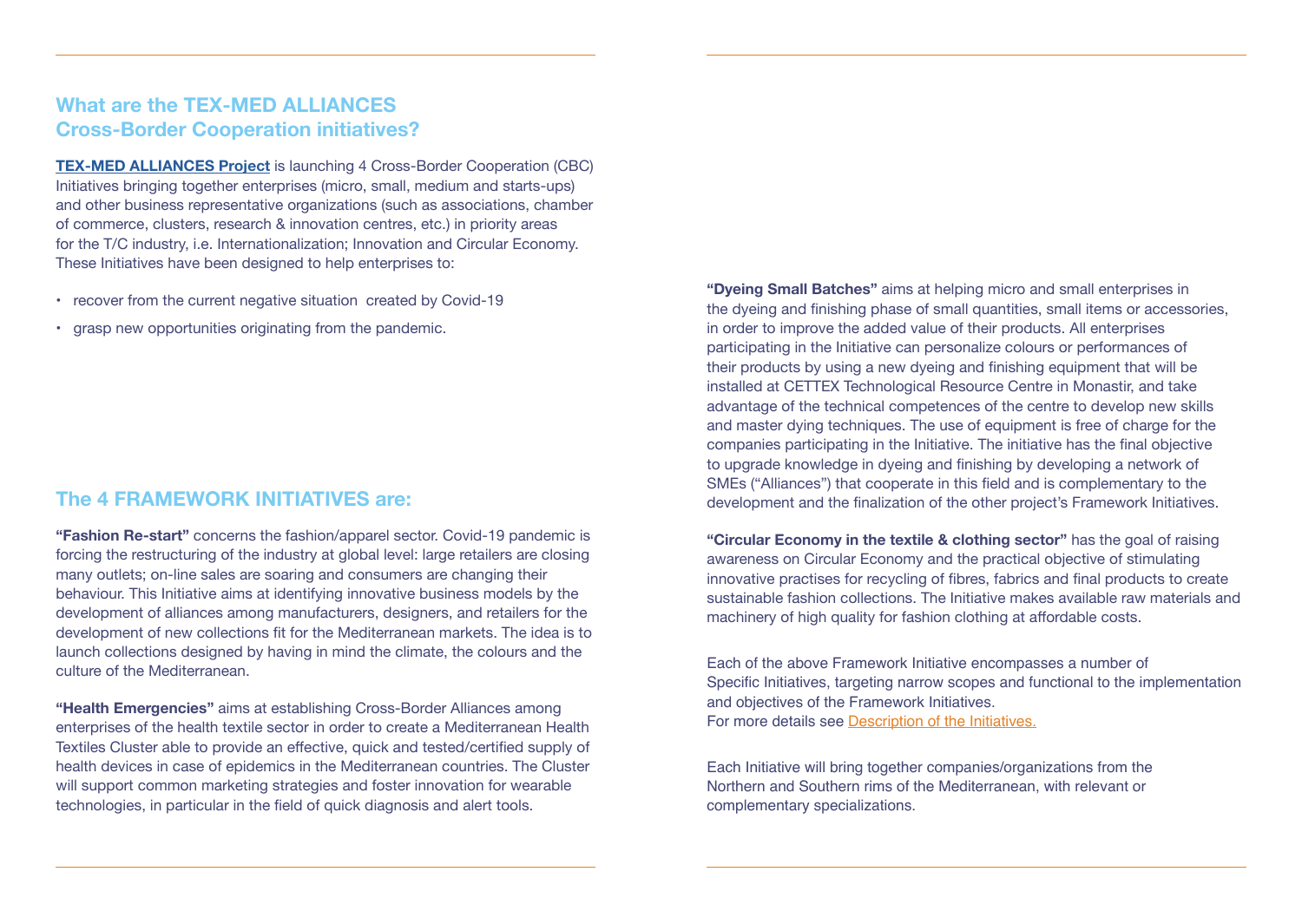## What are the TEX-MED ALLIANCES Cross-Border Cooperation initiatives?

**TEX-MED ALLIANCES Project** is launching 4 Cross-Border Cooperation (CBC) Initiatives bringing together enterprises (micro, small, medium and starts-ups) and other business representative organizations (such as associations, chamber of commerce, clusters, research & innovation centres, etc.) in priority areas for the T/C industry, i.e. Internationalization; Innovation and Circular Economy. These Initiatives have been designed to help enterprises to:

- recover from the current negative situation created by Covid-19
- grasp new opportunities originating from the pandemic.

## The 4 FRAMEWORK INITIATIVES are:

**"Fashion Re-start"** concerns the fashion/apparel sector. Covid-19 pandemic is forcing the restructuring of the industry at global level: large retailers are closing many outlets; on-line sales are soaring and consumers are changing their behaviour. This Initiative aims at identifying innovative business models by the development of alliances among manufacturers, designers, and retailers for the development of new collections fit for the Mediterranean markets. The idea is to launch collections designed by having in mind the climate, the colours and the culture of the Mediterranean.

**"Health Emergencies"** aims at establishing Cross-Border Alliances among enterprises of the health textile sector in order to create a Mediterranean Health Textiles Cluster able to provide an effective, quick and tested/certified supply of health devices in case of epidemics in the Mediterranean countries. The Cluster will support common marketing strategies and foster innovation for wearable technologies, in particular in the field of quick diagnosis and alert tools.

**"Dyeing Small Batches"** aims at helping micro and small enterprises in the dyeing and finishing phase of small quantities, small items or accessories, in order to improve the added value of their products. All enterprises participating in the Initiative can personalize colours or performances of their products by using a new dyeing and finishing equipment that will be installed at CETTEX Technological Resource Centre in Monastir, and take advantage of the technical competences of the centre to develop new skills and master dying techniques. The use of equipment is free of charge for the companies participating in the Initiative. The initiative has the final objective to upgrade knowledge in dyeing and finishing by developing a network of SMEs ("Alliances") that cooperate in this field and is complementary to the development and the finalization of the other project's Framework Initiatives.

**"Circular Economy in the textile & clothing sector"** has the goal of raising awareness on Circular Economy and the practical objective of stimulating innovative practises for recycling of fibres, fabrics and final products to create sustainable fashion collections. The Initiative makes available raw materials and machinery of high quality for fashion clothing at affordable costs.

Each of the above Framework Initiative encompasses a number of Specific Initiatives, targeting narrow scopes and functional to the implementation and objectives of the Framework Initiatives.
For more details see Description of the Initiatives.

Each Initiative will bring together companies/organizations from the Northern and Southern rims of the Mediterranean, with relevant or complementary specializations.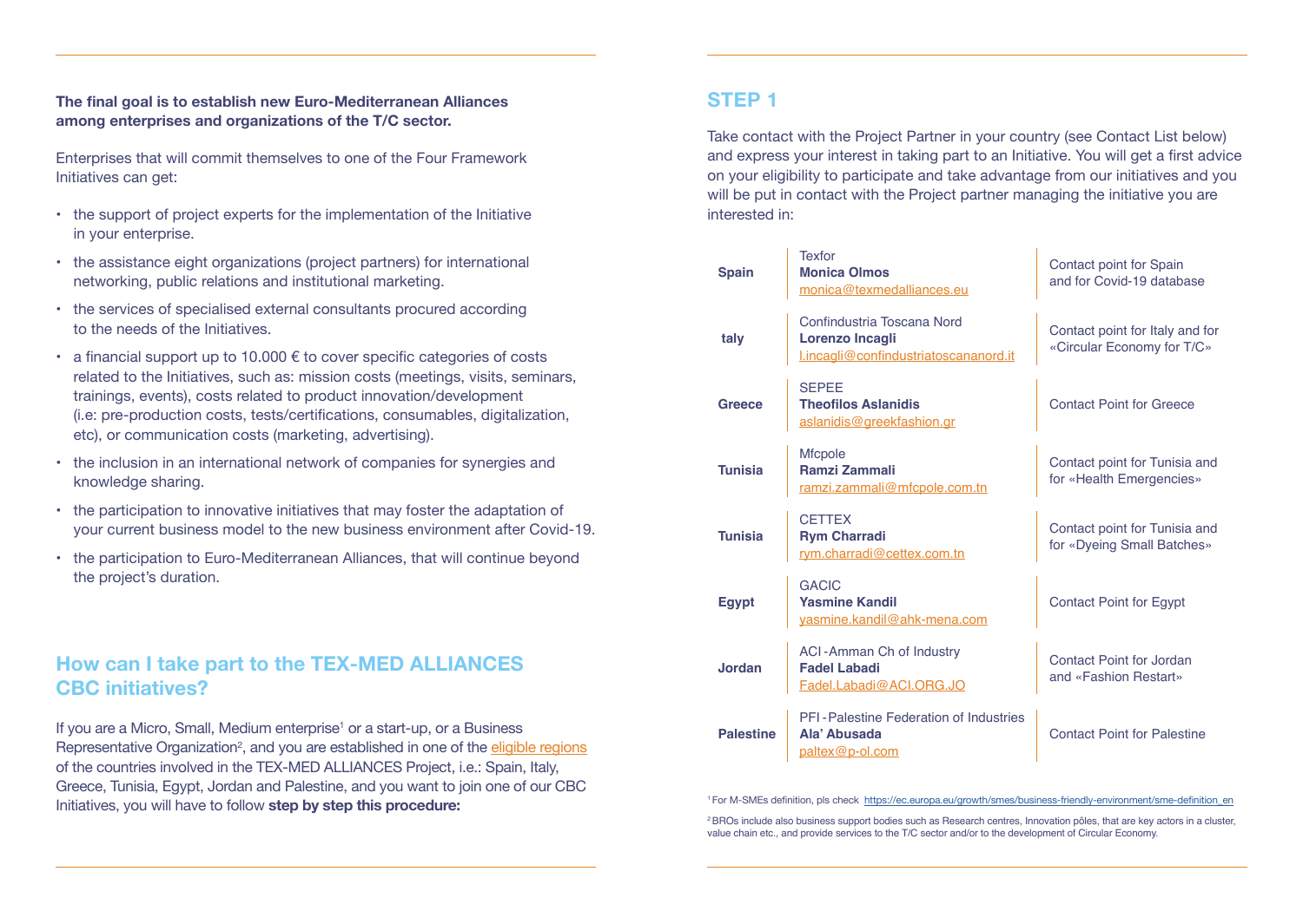**The final goal is to establish new Euro-Mediterranean Alliances among enterprises and organizations of the T/C sector.**

Enterprises that will commit themselves to one of the Four Framework Initiatives can get:

- the support of project experts for the implementation of the Initiative in your enterprise.
- the assistance eight organizations (project partners) for international networking, public relations and institutional marketing.
- the services of specialised external consultants procured according to the needs of the Initiatives.
- a financial support up to 10.000 € to cover specific categories of costs related to the Initiatives, such as: mission costs (meetings, visits, seminars, trainings, events), costs related to product innovation/development (i.e: pre-production costs, tests/certifications, consumables, digitalization, etc), or communication costs (marketing, advertising).
- the inclusion in an international network of companies for synergies and knowledge sharing.
- the participation to innovative initiatives that may foster the adaptation of your current business model to the new business environment after Covid-19.
- the participation to Euro-Mediterranean Alliances, that will continue beyond the project's duration.

## How can I take part to the TEX-MED ALLIANCES CBC initiatives?

If you are a Micro, Small, Medium enterprise[1] or a start-up, or a Business Representative Organization[2], and you are established in one of the eligible regions of the countries involved in the TEX-MED ALLIANCES Project, i.e.: Spain, Italy, Greece, Tunisia, Egypt, Jordan and Palestine, and you want to join one of our CBC Initiatives, you will have to follow **step by step this procedure:**

## STEP 1

Take contact with the Project Partner in your country (see Contact List below) and express your interest in taking part to an Initiative. You will get a first advice on your eligibility to participate and take advantage from our initiatives and you will be put in contact with the Project partner managing the initiative you are interested in:

| Country | Partner / Contact | Role |
|---|---|---|
| **Spain** | Texfor<br>**Monica Olmos**<br>monica@texmedalliances.eu | Contact point for Spain and for Covid-19 database |
| **taly** | Confindustria Toscana Nord<br>**Lorenzo Incagli**<br>l.incagli@confindustriatoscanord.it | Contact point for Italy and for «Circular Economy for T/C» |
| **Greece** | SEPEE<br>**Theofilos Aslanidis**<br>aslanidis@greekfashion.gr | Contact Point for Greece |
| **Tunisia** | Mfcpole<br>**Ramzi Zammali**<br>ramzi.zammali@mfcpole.com.tn | Contact point for Tunisia and for «Health Emergencies» |
| **Tunisia** | CETTEX<br>**Rym Charradi**<br>rym.charradi@cettex.com.tn | Contact point for Tunisia and for «Dyeing Small Batches» |
| **Egypt** | GACIC<br>**Yasmine Kandil**<br>yasmine.kandil@ahk-mena.com | Contact Point for Egypt |
| **Jordan** | ACI - Amman Ch of Industry<br>**Fadel Labadi**<br>Fadel.Labadi@ACI.ORG.JO | Contact Point for Jordan and «Fashion Restart» |
| **Palestine** | PFI - Palestine Federation of Industries<br>**Ala' Abusada**<br>paltex@p-ol.com | Contact Point for Palestine |

[1] For M-SMEs definition, pls check https://ec.europa.eu/growth/smes/business-friendly-environment/sme-definition_en

[2] BROs include also business support bodies such as Research centres, Innovation pôles, that are key actors in a cluster, value chain etc., and provide services to the T/C sector and/or to the development of Circular Economy.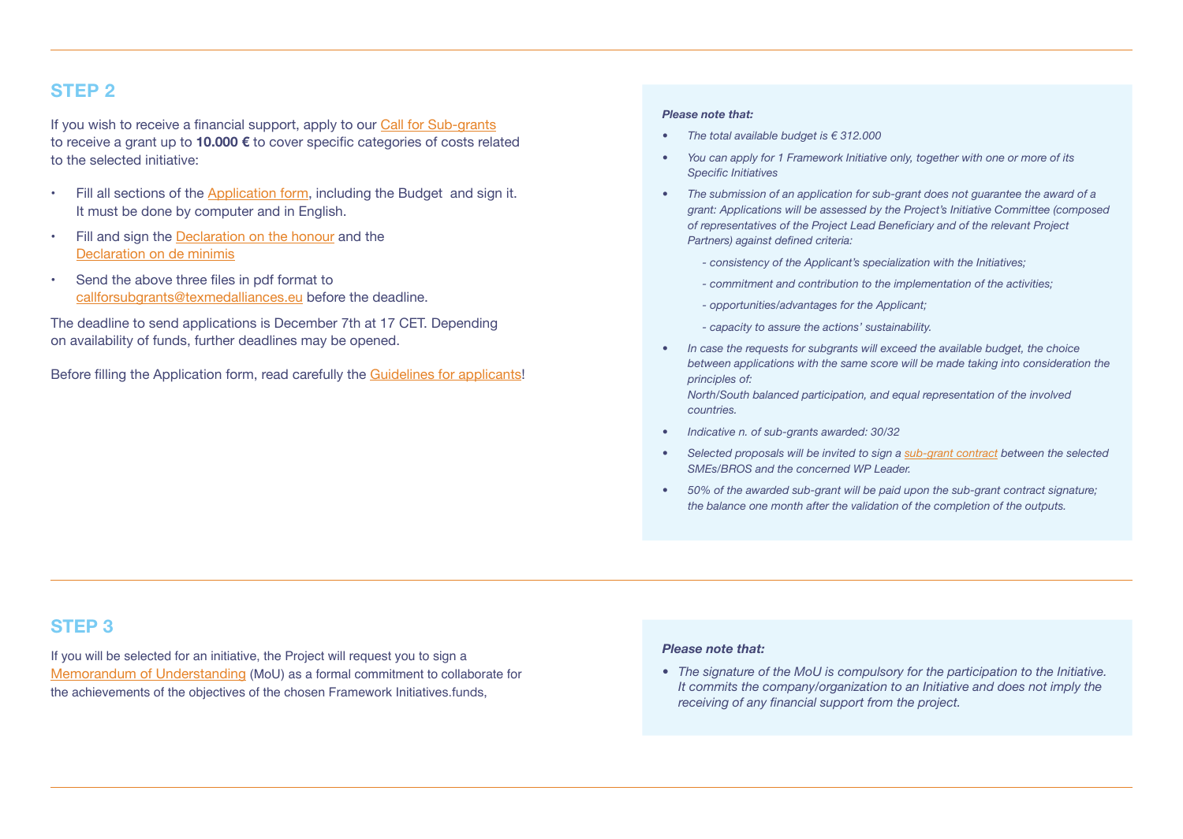## STEP 2

If you wish to receive a financial support, apply to our Call for Sub-grants to receive a grant up to **10.000 €** to cover specific categories of costs related to the selected initiative:

- Fill all sections of the Application form, including the Budget and sign it. It must be done by computer and in English.
- Fill and sign the Declaration on the honour and the Declaration on de minimis
- Send the above three files in pdf format to callforsubgrants@texmedalliances.eu before the deadline.

The deadline to send applications is December 7th at 17 CET. Depending on availability of funds, further deadlines may be opened.

Before filling the Application form, read carefully the Guidelines for applicants!

***Please note that:***

- *The total available budget is € 312.000*
- *You can apply for 1 Framework Initiative only, together with one or more of its Specific Initiatives*
- *The submission of an application for sub-grant does not guarantee the award of a grant: Applications will be assessed by the Project's Initiative Committee (composed of representatives of the Project Lead Beneficiary and of the relevant Project Partners) against defined criteria:*
  - *consistency of the Applicant's specialization with the Initiatives;*
  - *commitment and contribution to the implementation of the activities;*
  - *opportunities/advantages for the Applicant;*
  - *capacity to assure the actions' sustainability.*
- *In case the requests for subgrants will exceed the available budget, the choice between applications with the same score will be made taking into consideration the principles of:*
  *North/South balanced participation, and equal representation of the involved countries.*
- *Indicative n. of sub-grants awarded: 30/32*
- *Selected proposals will be invited to sign a sub-grant contract between the selected SMEs/BROS and the concerned WP Leader.*
- *50% of the awarded sub-grant will be paid upon the sub-grant contract signature; the balance one month after the validation of the completion of the outputs.*

## STEP 3

If you will be selected for an initiative, the Project will request you to sign a Memorandum of Understanding (MoU) as a formal commitment to collaborate for the achievements of the objectives of the chosen Framework Initiatives.funds,

***Please note that:***

- *The signature of the MoU is compulsory for the participation to the Initiative. It commits the company/organization to an Initiative and does not imply the receiving of any financial support from the project.*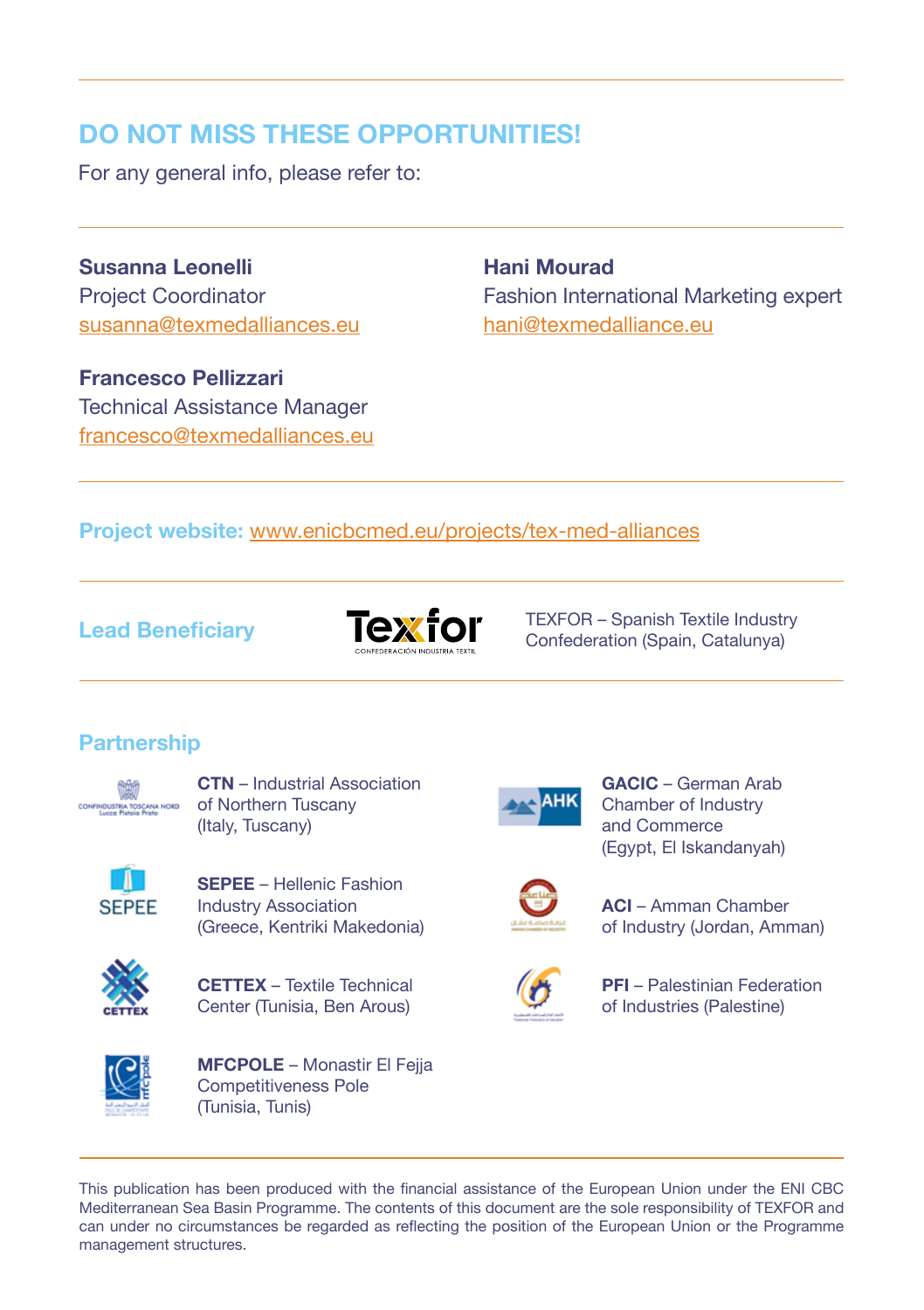## DO NOT MISS THESE OPPORTUNITIES!

For any general info, please refer to:

**Susanna Leonelli**
Project Coordinator
susanna@texmedalliances.eu

**Hani Mourad**
Fashion International Marketing expert
hani@texmedalliance.eu

**Francesco Pellizzari**
Technical Assistance Manager
francesco@texmedalliances.eu

**Project website:** www.enicbcmed.eu/projects/tex-med-alliances

### Lead Beneficiary

TEXFOR – Spanish Textile Industry Confederation (Spain, Catalunya)

### Partnership

**CTN** – Industrial Association of Northern Tuscany (Italy, Tuscany)

**SEPEE** – Hellenic Fashion Industry Association (Greece, Kentriki Makedonia)

**CETTEX** – Textile Technical Center (Tunisia, Ben Arous)

**MFCPOLE** – Monastir El Fejja Competitiveness Pole (Tunisia, Tunis)

**GACIC** – German Arab Chamber of Industry and Commerce (Egypt, El Iskandanyah)

**ACI** – Amman Chamber of Industry (Jordan, Amman)

**PFI** – Palestinian Federation of Industries (Palestine)

This publication has been produced with the financial assistance of the European Union under the ENI CBC Mediterranean Sea Basin Programme. The contents of this document are the sole responsibility of TEXFOR and can under no circumstances be regarded as reflecting the position of the European Union or the Programme management structures.